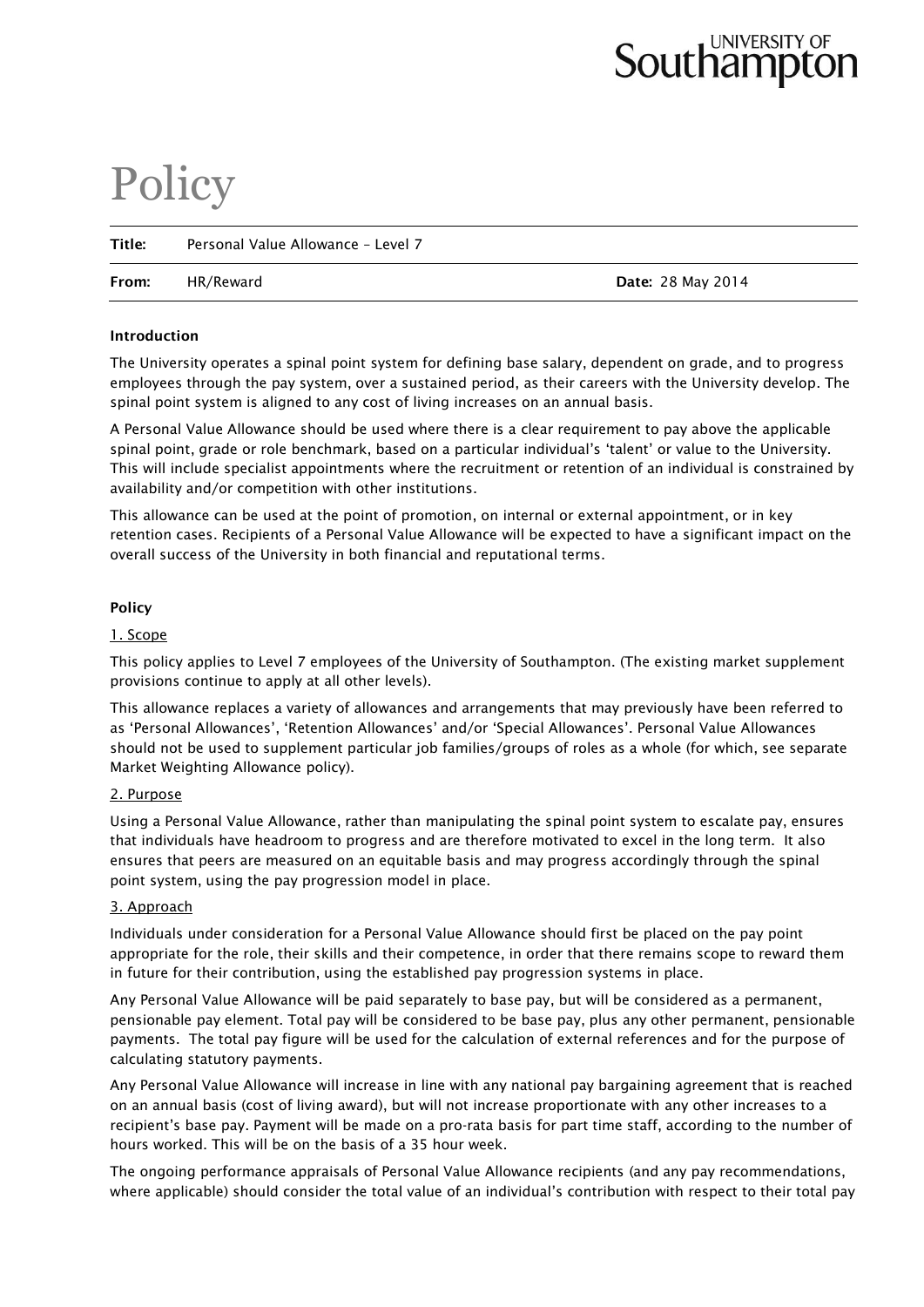# Policy

**Title:** Personal Value Allowance – Level 7

**From:** HR/Reward **Date:** 28 May 2014

**Introduction**

The University operates a spinal point system for defining base salary, dependent on grade, and to progress employees through the pay system, over a sustained period, as their careers with the University develop. The spinal point system is aligned to any cost of living increases on an annual basis.

A Personal Value Allowance should be used where there is a clear requirement to pay above the applicable spinal point, grade or role benchmark, based on a particular individual's 'talent' or value to the University. This will include specialist appointments where the recruitment or retention of an individual is constrained by availability and/or competition with other institutions.

This allowance can be used at the point of promotion, on internal or external appointment, or in key retention cases. Recipients of a Personal Value Allowance will be expected to have a significant impact on the overall success of the University in both financial and reputational terms.

**Policy**

1. Scope

This policy applies to Level 7 employees of the University of Southampton. (The existing market supplement provisions continue to apply at all other levels).

This allowance replaces a variety of allowances and arrangements that may previously have been referred to as 'Personal Allowances', 'Retention Allowances' and/or 'Special Allowances'. Personal Value Allowances should not be used to supplement particular job families/groups of roles as a whole (for which, see separate Market Weighting Allowance policy).

2. Purpose

Using a Personal Value Allowance, rather than manipulating the spinal point system to escalate pay, ensures that individuals have headroom to progress and are therefore motivated to excel in the long term. It also ensures that peers are measured on an equitable basis and may progress accordingly through the spinal point system, using the pay progression model in place.

3. Approach

Individuals under consideration for a Personal Value Allowance should first be placed on the pay point appropriate for the role, their skills and their competence, in order that there remains scope to reward them in future for their contribution, using the established pay progression systems in place.

Any Personal Value Allowance will be paid separately to base pay, but will be considered as a permanent, pensionable pay element. Total pay will be considered to be base pay, plus any other permanent, pensionable payments. The total pay figure will be used for the calculation of external references and for the purpose of calculating statutory payments.

Any Personal Value Allowance will increase in line with any national pay bargaining agreement that is reached on an annual basis (cost of living award), but will not increase proportionate with any other increases to a recipient's base pay. Payment will be made on a pro-rata basis for part time staff, according to the number of hours worked. This will be on the basis of a 35 hour week.

The ongoing performance appraisals of Personal Value Allowance recipients (and any pay recommendations, where applicable) should consider the total value of an individual's contribution with respect to their total pay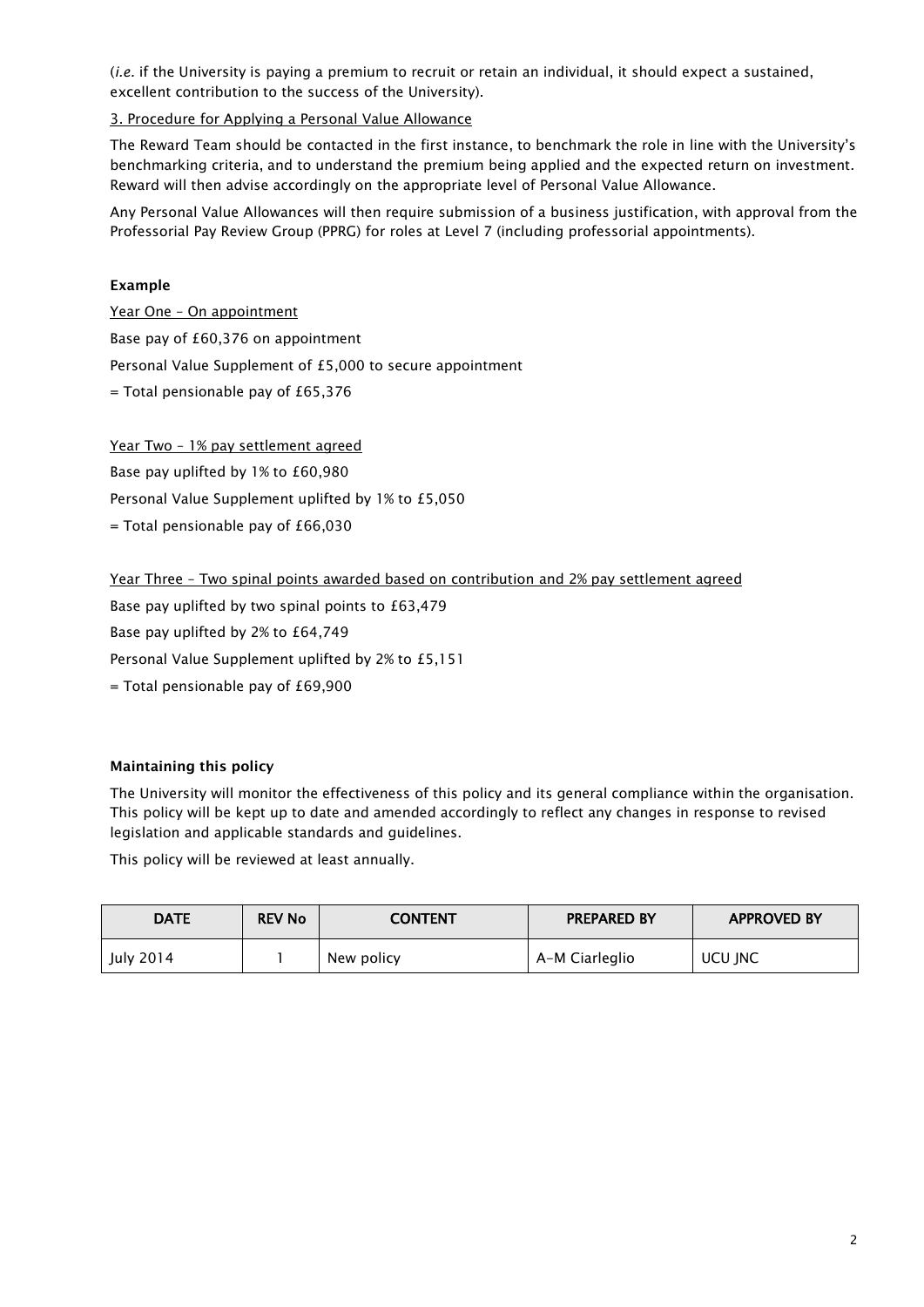(*i.e.* if the University is paying a premium to recruit or retain an individual, it should expect a sustained, excellent contribution to the success of the University).

3. Procedure for Applying a Personal Value Allowance

The Reward Team should be contacted in the first instance, to benchmark the role in line with the University's benchmarking criteria, and to understand the premium being applied and the expected return on investment. Reward will then advise accordingly on the appropriate level of Personal Value Allowance.

Any Personal Value Allowances will then require submission of a business justification, with approval from the Professorial Pay Review Group (PPRG) for roles at Level 7 (including professorial appointments).

**Example**

Year One – On appointment

Base pay of £60,376 on appointment

Personal Value Supplement of £5,000 to secure appointment

= Total pensionable pay of £65,376

Year Two – 1% pay settlement agreed

Base pay uplifted by 1% to £60,980

Personal Value Supplement uplifted by 1% to £5,050

= Total pensionable pay of £66,030

Year Three – Two spinal points awarded based on contribution and 2% pay settlement agreed

Base pay uplifted by two spinal points to £63,479

Base pay uplifted by 2% to £64,749

Personal Value Supplement uplifted by 2% to £5,151

= Total pensionable pay of £69,900

**Maintaining this policy**

The University will monitor the effectiveness of this policy and its general compliance within the organisation. This policy will be kept up to date and amended accordingly to reflect any changes in response to revised legislation and applicable standards and guidelines.

This policy will be reviewed at least annually.

| DATE | REV No | CONTENT | PREPARED BY | APPROVED BY |
|---|---|---|---|---|
| July 2014 | 1 | New policy | A-M Ciarleglio | UCU JNC |